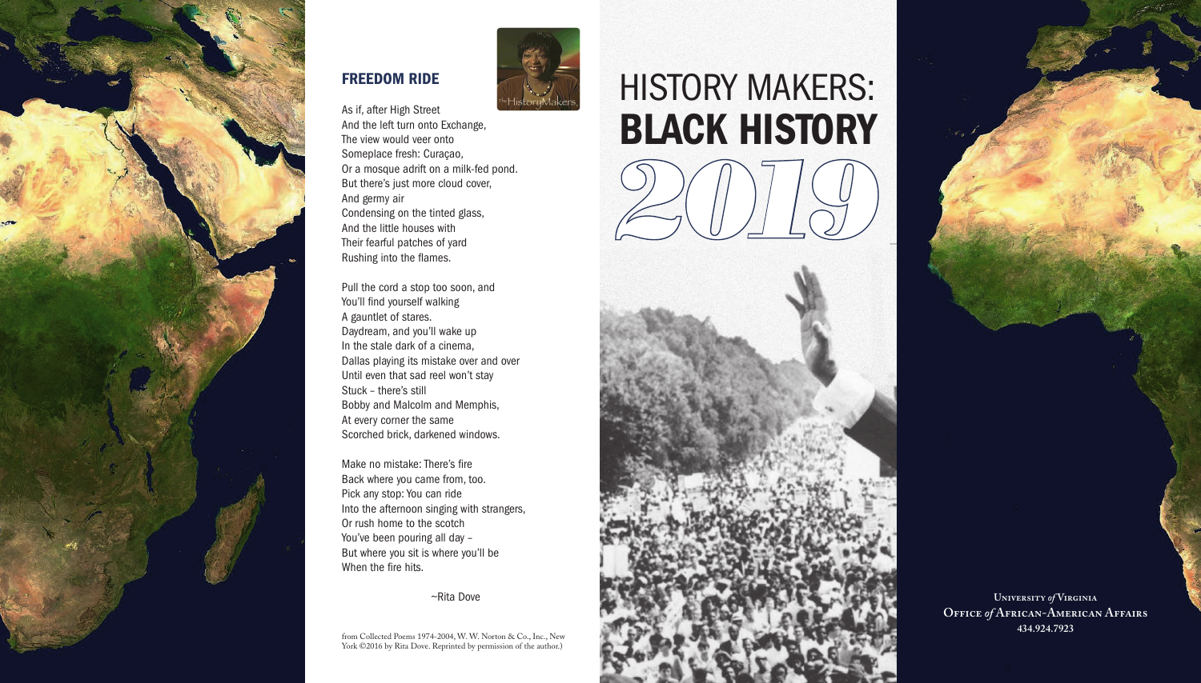## FREEDOM RIDE

As if, after High Street
And the left turn onto Exchange,
The view would veer onto
Someplace fresh: Curaçao,
Or a mosque adrift on a milk-fed pond.
But there's just more cloud cover,
And germy air
Condensing on the tinted glass,
And the little houses with
Their fearful patches of yard
Rushing into the flames.

Pull the cord a stop too soon, and
You'll find yourself walking
A gauntlet of stares.
Daydream, and you'll wake up
In the stale dark of a cinema,
Dallas playing its mistake over and over
Until even that sad reel won't stay
Stuck – there's still
Bobby and Malcolm and Memphis,
At every corner the same
Scorched brick, darkened windows.

Make no mistake: There's fire
Back where you came from, too.
Pick any stop: You can ride
Into the afternoon singing with strangers,
Or rush home to the scotch
You've been pouring all day –
But where you sit is where you'll be
When the fire hits.

~Rita Dove

from Collected Poems 1974-2004, W. W. Norton & Co., Inc., New York ©2016 by Rita Dove. Reprinted by permission of the author.)

# HISTORY MAKERS: **BLACK HISTORY** 2019

University *of* Virginia
Office *of* African-American Affairs
434.924.7923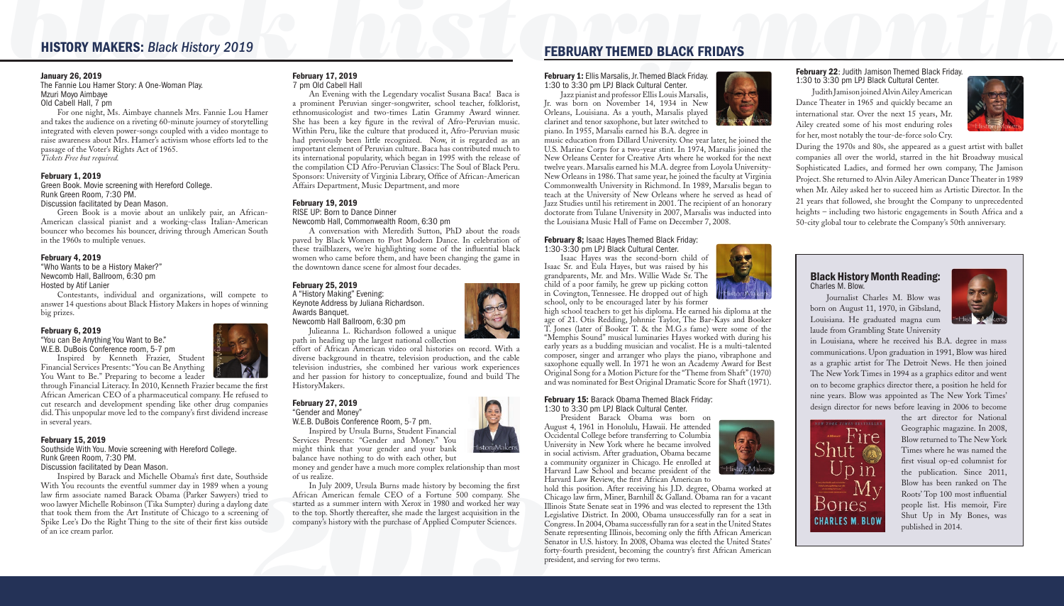## HISTORY MAKERS: *Black History 2019*

### January 26, 2019

The Fannie Lou Hamer Story: A One-Woman Play.
Mzuri Moyo Aimbaye
Old Cabell Hall, 7 pm

For one night, Ms. Aimbaye channels Mrs. Fannie Lou Hamer and takes the audience on a riveting 60-minute journey of storytelling integrated with eleven power-songs coupled with a video montage to raise awareness about Mrs. Hamer's activism whose efforts led to the passage of the Voter's Rights Act of 1965.
*Tickets Free but required.*

### February 1, 2019

Green Book. Movie screening with Hereford College.
Runk Green Room, 7:30 PM.
Discussion facilitated by Dean Mason.

Green Book is a movie about an unlikely pair, an African-American classical pianist and a working-class Italian-American bouncer who becomes his bouncer, driving through American South in the 1960s to multiple venues.

### February 4, 2019

"Who Wants to be a History Maker?"
Newcomb Hall, Ballroom, 6:30 pm
Hosted by Atif Lanier

Contestants, individual and organizations, will compete to answer 14 questions about Black History Makers in hopes of winning big prizes.

### February 6, 2019

"You can Be Anything You Want to Be."
W.E.B. DuBois Conference room, 5-7 pm

Inspired by Kenneth Frazier, Student Financial Services Presents: "You can Be Anything You Want to Be." Preparing to become a leader through Financial Literacy. In 2010, Kenneth Frazier became the first African American CEO of a pharmaceutical company. He refused to cut research and development spending like other drug companies did. This unpopular move led to the company's first dividend increase in several years.

### February 15, 2019

Southside With You. Movie screening with Hereford College.
Runk Green Room, 7:30 PM.
Discussion facilitated by Dean Mason.

Inspired by Barack and Michelle Obama's first date, Southside With You recounts the eventful summer day in 1989 when a young law firm associate named Barack Obama (Parker Sawyers) tried to woo lawyer Michelle Robinson (Tika Sumpter) during a daylong date that took them from the Art Institute of Chicago to a screening of Spike Lee's Do the Right Thing to the site of their first kiss outside of an ice cream parlor.

### February 17, 2019

7 pm Old Cabell Hall

An Evening with the Legendary vocalist Susana Baca! Baca is a prominent Peruvian singer-songwriter, school teacher, folklorist, ethnomusicologist and two-times Latin Grammy Award winner. She has been a key figure in the revival of Afro-Peruvian music. Within Peru, like the culture that produced it, Afro-Peruvian music had previously been little recognized. Now, it is regarded as an important element of Peruvian culture. Baca has contributed much to its international popularity, which began in 1995 with the release of the compilation CD Afro-Peruvian Classics: The Soul of Black Peru. Sponsors: University of Virginia Library, Office of African-American Affairs Department, Music Department, and more

### February 19, 2019

RISE UP: Born to Dance Dinner
Newcomb Hall, Commonwealth Room, 6:30 pm

A conversation with Meredith Sutton, PhD about the roads paved by Black Women to Post Modern Dance. In celebration of these trailblazers, we're highlighting some of the influential black women who came before them, and have been changing the game in the downtown dance scene for almost four decades.

### February 25, 2019

A "History Making" Evening:
Keynote Address by Juliana Richardson.
Awards Banquet.
Newcomb Hall Ballroom, 6:30 pm

Julieanna L. Richardson followed a unique path in heading up the largest national collection effort of African American video oral histories on record. With a diverse background in theatre, television production, and the cable television industries, she combined her various work experiences and her passion for history to conceptualize, found and build The HistoryMakers.

### February 27, 2019

"Gender and Money"
W.E.B. DuBois Conference Room, 5-7 pm.

Inspired by Ursula Burns, Student Financial Services Presents: "Gender and Money." You might think that your gender and your bank balance have nothing to do with each other, but money and gender have a much more complex relationship than most of us realize.

In July 2009, Ursula Burns made history by becoming the first African American female CEO of a Fortune 500 company. She started as a summer intern with Xerox in 1980 and worked her way to the top. Shortly thereafter, she made the largest acquisition in the company's history with the purchase of Applied Computer Sciences.

## FEBRUARY THEMED BLACK FRIDAYS

**February 1:** Ellis Marsalis, Jr. Themed Black Friday.
1:30 to 3:30 pm LPJ Black Cultural Center.

Jazz pianist and professor Ellis Louis Marsalis, Jr. was born on November 14, 1934 in New Orleans, Louisiana. As a youth, Marsalis played clarinet and tenor saxophone, but later switched to piano. In 1955, Marsalis earned his B.A. degree in music education from Dillard University. One year later, he joined the U.S. Marine Corps for a two-year stint. In 1974, Marsalis joined the New Orleans Center for Creative Arts where he worked for the next twelve years. Marsalis earned his M.A. degree from Loyola University-New Orleans in 1986. That same year, he joined the faculty at Virginia Commonwealth University in Richmond. In 1989, Marsalis began to teach at the University of New Orleans where he served as head of Jazz Studies until his retirement in 2001. The recipient of an honorary doctorate from Tulane University in 2007, Marsalis was inducted into the Louisiana Music Hall of Fame on December 7, 2008.

**February 8;** Isaac Hayes Themed Black Friday:
1:30-3:30 pm LPJ Black Cultural Center.

Isaac Hayes was the second-born child of Isaac Sr. and Eula Hayes, but was raised by his grandparents, Mr. and Mrs. Willie Wade Sr. The child of a poor family, he grew up picking cotton in Covington, Tennessee. He dropped out of high school, only to be encouraged later by his former high school teachers to get his diploma. He earned his diploma at the age of 21. Otis Redding, Johnnie Taylor, The Bar-Kays and Booker T. Jones (later of Booker T. & the M.G.s fame) were some of the "Memphis Sound" musical luminaries Hayes worked with during his early years as a budding musician and vocalist. He is a multi-talented composer, singer and arranger who plays the piano, vibraphone and saxophone equally well. In 1971 he won an Academy Award for Best Original Song for a Motion Picture for the "Theme from Shaft" (1970) and was nominated for Best Original Dramatic Score for Shaft (1971).

**February 15:** Barack Obama Themed Black Friday:
1:30 to 3:30 pm LPJ Black Cultural Center.

President Barack Obama was born on August 4, 1961 in Honolulu, Hawaii. He attended Occidental College before transferring to Columbia University in New York where he became involved in social activism. After graduation, Obama became a community organizer in Chicago. He enrolled at Harvard Law School and became president of the Harvard Law Review, the first African American to hold this position. After receiving his J.D. degree, Obama worked at Chicago law firm, Miner, Barnhill & Galland. Obama ran for a vacant Illinois State Senate seat in 1996 and was elected to represent the 13th Legislative District. In 2000, Obama unsuccessfully ran for a seat in Congress. In 2004, Obama successfully ran for a seat in the United States Senate representing Illinois, becoming only the fifth African American Senator in U.S. history. In 2008, Obama was elected the United States' forty-fourth president, becoming the country's first African American president, and serving for two terms.

**February 22**: Judith Jamison Themed Black Friday.
1:30 to 3:30 pm LPJ Black Cultural Center.

Judith Jamison joined Alvin Ailey American Dance Theater in 1965 and quickly became an international star. Over the next 15 years, Mr. Ailey created some of his most enduring roles for her, most notably the tour-de-force solo Cry. During the 1970s and 80s, she appeared as a guest artist with ballet companies all over the world, starred in the hit Broadway musical Sophisticated Ladies, and formed her own company, The Jamison Project. She returned to Alvin Ailey American Dance Theater in 1989 when Mr. Ailey asked her to succeed him as Artistic Director. In the 21 years that followed, she brought the Company to unprecedented heights – including two historic engagements in South Africa and a 50-city global tour to celebrate the Company's 50th anniversary.

### Black History Month Reading:
Charles M. Blow.

Journalist Charles M. Blow was born on August 11, 1970, in Gibsland, Louisiana. He graduated magna cum laude from Grambling State University in Louisiana, where he received his B.A. degree in mass communications. Upon graduation in 1991, Blow was hired as a graphic artist for The Detroit News. He then joined The New York Times in 1994 as a graphics editor and went on to become graphics director there, a position he held for nine years. Blow was appointed as The New York Times' design director for news before leaving in 2006 to become the art director for National Geographic magazine. In 2008, Blow returned to The New York Times where he was named the first visual op-ed columnist for the publication. Since 2011, Blow has been ranked on The Roots' Top 100 most influential people list. His memoir, Fire Shut Up in My Bones, was published in 2014.